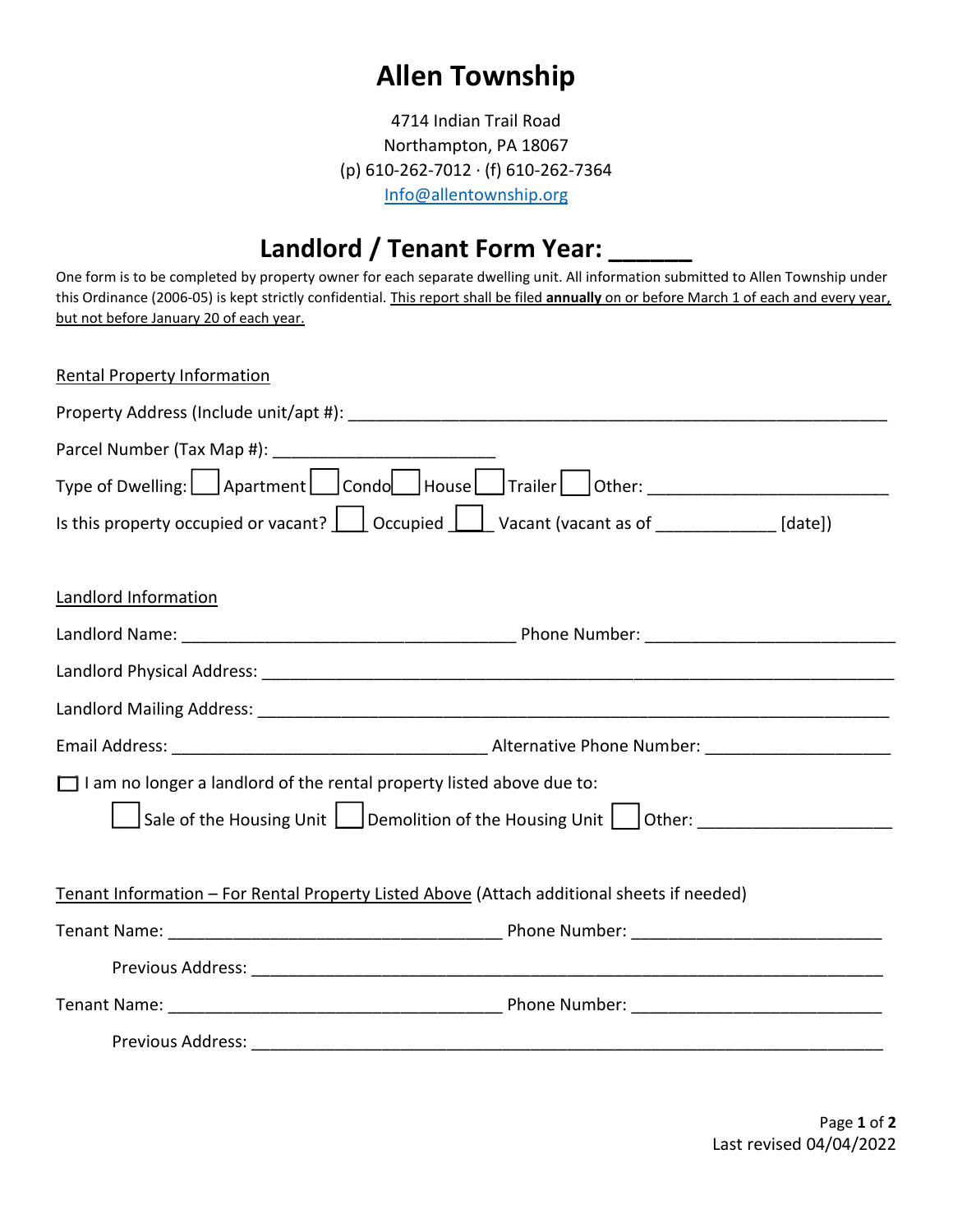# Allen Township

4714 Indian Trail Road
Northampton, PA 18067
(p) 610-262-7012 · (f) 610-262-7364
Info@allentownship.org

## Landlord / Tenant Form Year: ______

One form is to be completed by property owner for each separate dwelling unit. All information submitted to Allen Township under this Ordinance (2006-05) is kept strictly confidential. <u>This report shall be filed **annually** on or before March 1 of each and every year, but not before January 20 of each year.</u>

<u>Rental Property Information</u>

Property Address (Include unit/apt #): ____________________________________________________________

Parcel Number (Tax Map #): ________________________

Type of Dwelling: ☐ Apartment ☐ Condo ☐ House ☐ Trailer ☐ Other: __________________________

Is this property occupied or vacant? ☐ Occupied ☐ Vacant (vacant as of _____________ [date])

<u>Landlord Information</u>

Landlord Name: _____________________________________ Phone Number: ___________________________

Landlord Physical Address: ________________________________________________________________

Landlord Mailing Address: _________________________________________________________________

Email Address: __________________________________ Alternative Phone Number: ____________________

☐ I am no longer a landlord of the rental property listed above due to:

☐ Sale of the Housing Unit ☐ Demolition of the Housing Unit ☐ Other: _____________________

<u>Tenant Information – For Rental Property Listed Above</u> (Attach additional sheets if needed)

Tenant Name: _____________________________________ Phone Number: ___________________________

Previous Address: ______________________________________________________________________

Tenant Name: _____________________________________ Phone Number: ___________________________

Previous Address: ______________________________________________________________________

Last revised 04/04/2022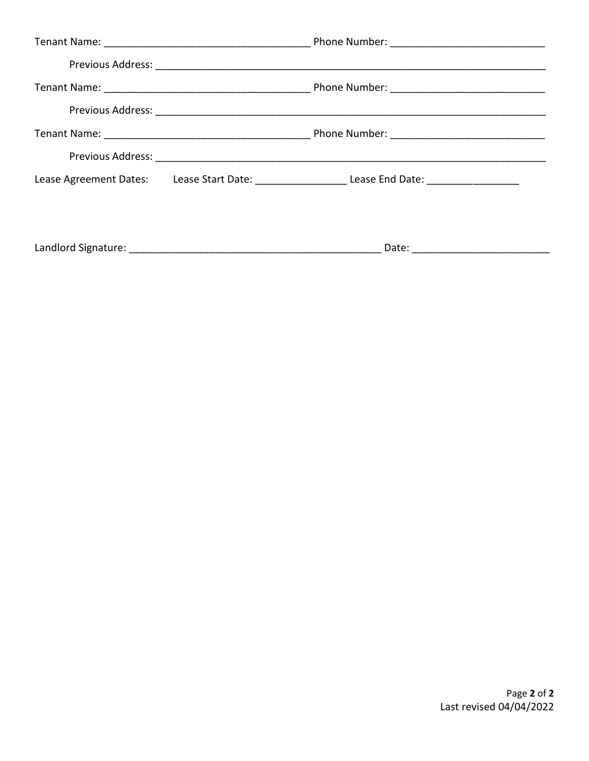Tenant Name: ____________________________________ Phone Number: ___________________________

Previous Address: ________________________________________________________________________

Tenant Name: ____________________________________ Phone Number: ___________________________

Previous Address: ________________________________________________________________________

Tenant Name: ____________________________________ Phone Number: ___________________________

Previous Address: ________________________________________________________________________

Lease Agreement Dates: Lease Start Date: ________________ Lease End Date: ________________

Landlord Signature: _____________________________________________ Date: ________________________

Last revised 04/04/2022